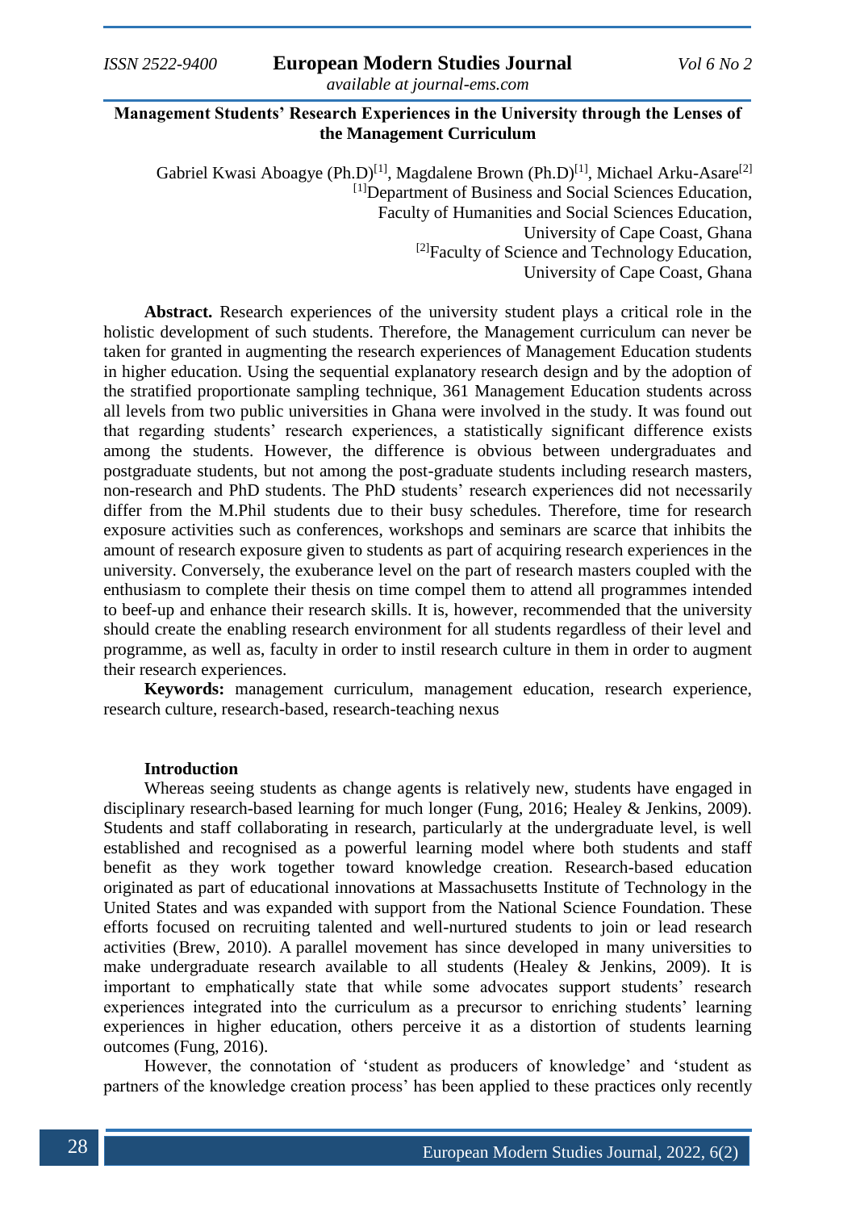# Management Students' Research Experiences in the University through the Lenses of the Management Curriculum

Gabriel Kwasi Aboagye (Ph.D)[1], Magdalene Brown (Ph.D)[1], Michael Arku-Asare[2]

[1]Department of Business and Social Sciences Education,
Faculty of Humanities and Social Sciences Education,
University of Cape Coast, Ghana

[2]Faculty of Science and Technology Education,
University of Cape Coast, Ghana

**Abstract.** Research experiences of the university student plays a critical role in the holistic development of such students. Therefore, the Management curriculum can never be taken for granted in augmenting the research experiences of Management Education students in higher education. Using the sequential explanatory research design and by the adoption of the stratified proportionate sampling technique, 361 Management Education students across all levels from two public universities in Ghana were involved in the study. It was found out that regarding students' research experiences, a statistically significant difference exists among the students. However, the difference is obvious between undergraduates and postgraduate students, but not among the post-graduate students including research masters, non-research and PhD students. The PhD students' research experiences did not necessarily differ from the M.Phil students due to their busy schedules. Therefore, time for research exposure activities such as conferences, workshops and seminars are scarce that inhibits the amount of research exposure given to students as part of acquiring research experiences in the university. Conversely, the exuberance level on the part of research masters coupled with the enthusiasm to complete their thesis on time compel them to attend all programmes intended to beef-up and enhance their research skills. It is, however, recommended that the university should create the enabling research environment for all students regardless of their level and programme, as well as, faculty in order to instil research culture in them in order to augment their research experiences.

**Keywords:** management curriculum, management education, research experience, research culture, research-based, research-teaching nexus

## Introduction

Whereas seeing students as change agents is relatively new, students have engaged in disciplinary research-based learning for much longer (Fung, 2016; Healey & Jenkins, 2009). Students and staff collaborating in research, particularly at the undergraduate level, is well established and recognised as a powerful learning model where both students and staff benefit as they work together toward knowledge creation. Research-based education originated as part of educational innovations at Massachusetts Institute of Technology in the United States and was expanded with support from the National Science Foundation. These efforts focused on recruiting talented and well-nurtured students to join or lead research activities (Brew, 2010). A parallel movement has since developed in many universities to make undergraduate research available to all students (Healey & Jenkins, 2009). It is important to emphatically state that while some advocates support students' research experiences integrated into the curriculum as a precursor to enriching students' learning experiences in higher education, others perceive it as a distortion of students learning outcomes (Fung, 2016).

However, the connotation of 'student as producers of knowledge' and 'student as partners of the knowledge creation process' has been applied to these practices only recently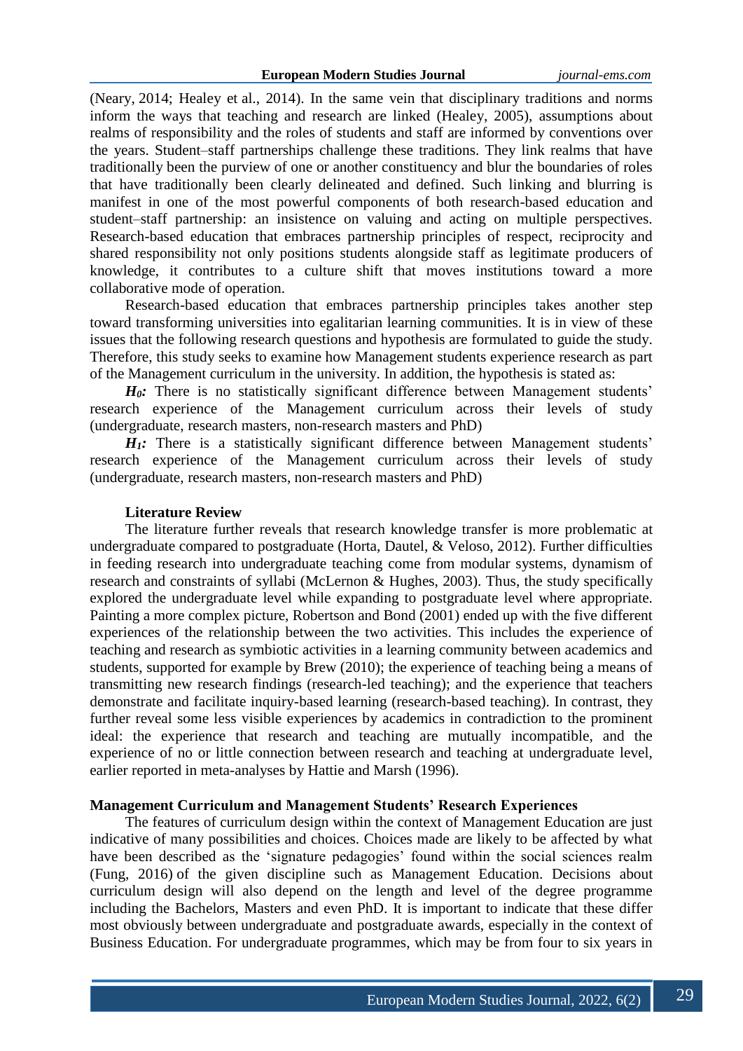(Neary, 2014; Healey et al., 2014). In the same vein that disciplinary traditions and norms inform the ways that teaching and research are linked (Healey, 2005), assumptions about realms of responsibility and the roles of students and staff are informed by conventions over the years. Student–staff partnerships challenge these traditions. They link realms that have traditionally been the purview of one or another constituency and blur the boundaries of roles that have traditionally been clearly delineated and defined. Such linking and blurring is manifest in one of the most powerful components of both research-based education and student–staff partnership: an insistence on valuing and acting on multiple perspectives. Research-based education that embraces partnership principles of respect, reciprocity and shared responsibility not only positions students alongside staff as legitimate producers of knowledge, it contributes to a culture shift that moves institutions toward a more collaborative mode of operation.

Research-based education that embraces partnership principles takes another step toward transforming universities into egalitarian learning communities. It is in view of these issues that the following research questions and hypothesis are formulated to guide the study. Therefore, this study seeks to examine how Management students experience research as part of the Management curriculum in the university. In addition, the hypothesis is stated as:

***$H_0$:*** There is no statistically significant difference between Management students' research experience of the Management curriculum across their levels of study (undergraduate, research masters, non-research masters and PhD)

***$H_1$:*** There is a statistically significant difference between Management students' research experience of the Management curriculum across their levels of study (undergraduate, research masters, non-research masters and PhD)

### Literature Review

The literature further reveals that research knowledge transfer is more problematic at undergraduate compared to postgraduate (Horta, Dautel, & Veloso, 2012). Further difficulties in feeding research into undergraduate teaching come from modular systems, dynamism of research and constraints of syllabi (McLernon & Hughes, 2003). Thus, the study specifically explored the undergraduate level while expanding to postgraduate level where appropriate. Painting a more complex picture, Robertson and Bond (2001) ended up with the five different experiences of the relationship between the two activities. This includes the experience of teaching and research as symbiotic activities in a learning community between academics and students, supported for example by Brew (2010); the experience of teaching being a means of transmitting new research findings (research-led teaching); and the experience that teachers demonstrate and facilitate inquiry-based learning (research-based teaching). In contrast, they further reveal some less visible experiences by academics in contradiction to the prominent ideal: the experience that research and teaching are mutually incompatible, and the experience of no or little connection between research and teaching at undergraduate level, earlier reported in meta-analyses by Hattie and Marsh (1996).

### Management Curriculum and Management Students' Research Experiences

The features of curriculum design within the context of Management Education are just indicative of many possibilities and choices. Choices made are likely to be affected by what have been described as the 'signature pedagogies' found within the social sciences realm (Fung, 2016) of the given discipline such as Management Education. Decisions about curriculum design will also depend on the length and level of the degree programme including the Bachelors, Masters and even PhD. It is important to indicate that these differ most obviously between undergraduate and postgraduate awards, especially in the context of Business Education. For undergraduate programmes, which may be from four to six years in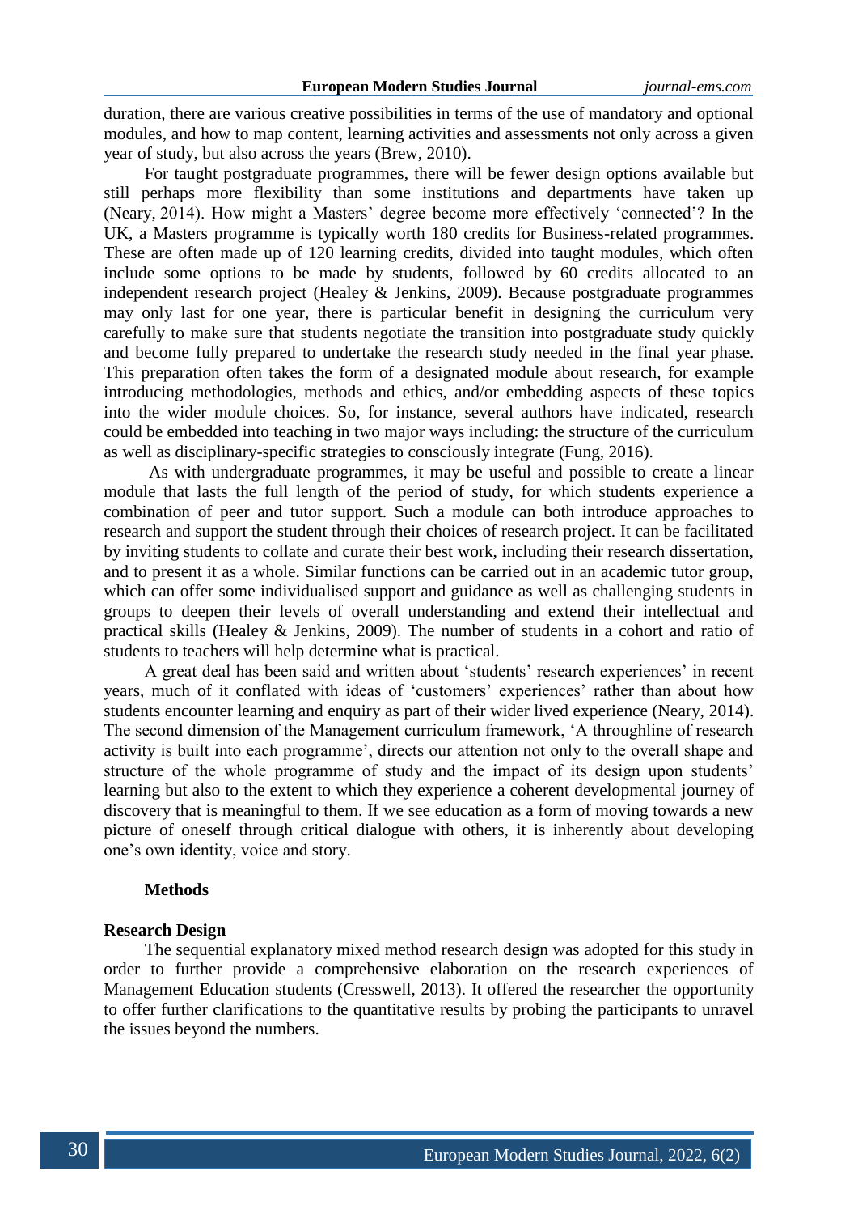duration, there are various creative possibilities in terms of the use of mandatory and optional modules, and how to map content, learning activities and assessments not only across a given year of study, but also across the years (Brew, 2010).

For taught postgraduate programmes, there will be fewer design options available but still perhaps more flexibility than some institutions and departments have taken up (Neary, 2014). How might a Masters' degree become more effectively 'connected'? In the UK, a Masters programme is typically worth 180 credits for Business-related programmes. These are often made up of 120 learning credits, divided into taught modules, which often include some options to be made by students, followed by 60 credits allocated to an independent research project (Healey & Jenkins, 2009). Because postgraduate programmes may only last for one year, there is particular benefit in designing the curriculum very carefully to make sure that students negotiate the transition into postgraduate study quickly and become fully prepared to undertake the research study needed in the final year phase. This preparation often takes the form of a designated module about research, for example introducing methodologies, methods and ethics, and/or embedding aspects of these topics into the wider module choices. So, for instance, several authors have indicated, research could be embedded into teaching in two major ways including: the structure of the curriculum as well as disciplinary-specific strategies to consciously integrate (Fung, 2016).

As with undergraduate programmes, it may be useful and possible to create a linear module that lasts the full length of the period of study, for which students experience a combination of peer and tutor support. Such a module can both introduce approaches to research and support the student through their choices of research project. It can be facilitated by inviting students to collate and curate their best work, including their research dissertation, and to present it as a whole. Similar functions can be carried out in an academic tutor group, which can offer some individualised support and guidance as well as challenging students in groups to deepen their levels of overall understanding and extend their intellectual and practical skills (Healey & Jenkins, 2009). The number of students in a cohort and ratio of students to teachers will help determine what is practical.

A great deal has been said and written about 'students' research experiences' in recent years, much of it conflated with ideas of 'customers' experiences' rather than about how students encounter learning and enquiry as part of their wider lived experience (Neary, 2014). The second dimension of the Management curriculum framework, 'A throughline of research activity is built into each programme', directs our attention not only to the overall shape and structure of the whole programme of study and the impact of its design upon students' learning but also to the extent to which they experience a coherent developmental journey of discovery that is meaningful to them. If we see education as a form of moving towards a new picture of oneself through critical dialogue with others, it is inherently about developing one's own identity, voice and story.

## Methods

### Research Design

The sequential explanatory mixed method research design was adopted for this study in order to further provide a comprehensive elaboration on the research experiences of Management Education students (Cresswell, 2013). It offered the researcher the opportunity to offer further clarifications to the quantitative results by probing the participants to unravel the issues beyond the numbers.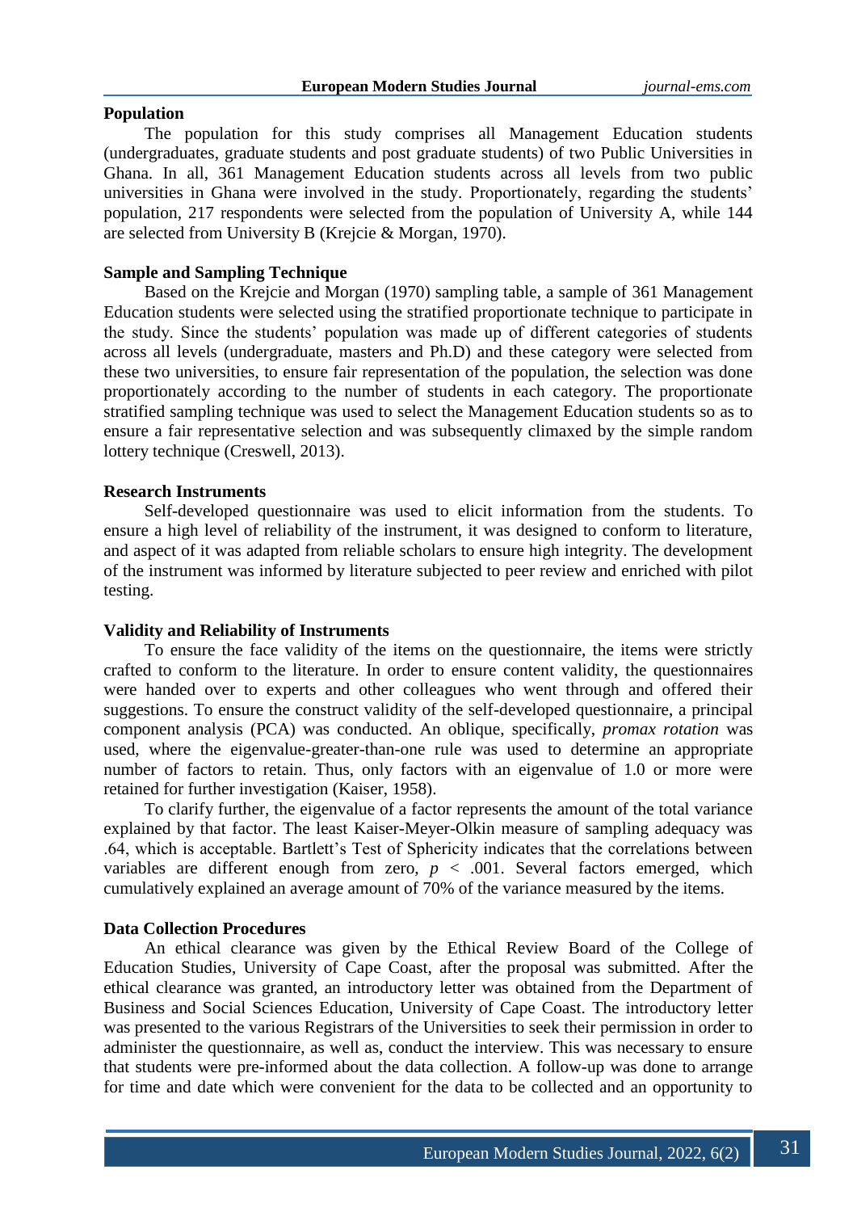## Population

The population for this study comprises all Management Education students (undergraduates, graduate students and post graduate students) of two Public Universities in Ghana. In all, 361 Management Education students across all levels from two public universities in Ghana were involved in the study. Proportionately, regarding the students' population, 217 respondents were selected from the population of University A, while 144 are selected from University B (Krejcie & Morgan, 1970).

## Sample and Sampling Technique

Based on the Krejcie and Morgan (1970) sampling table, a sample of 361 Management Education students were selected using the stratified proportionate technique to participate in the study. Since the students' population was made up of different categories of students across all levels (undergraduate, masters and Ph.D) and these category were selected from these two universities, to ensure fair representation of the population, the selection was done proportionately according to the number of students in each category. The proportionate stratified sampling technique was used to select the Management Education students so as to ensure a fair representative selection and was subsequently climaxed by the simple random lottery technique (Creswell, 2013).

## Research Instruments

Self-developed questionnaire was used to elicit information from the students. To ensure a high level of reliability of the instrument, it was designed to conform to literature, and aspect of it was adapted from reliable scholars to ensure high integrity. The development of the instrument was informed by literature subjected to peer review and enriched with pilot testing.

## Validity and Reliability of Instruments

To ensure the face validity of the items on the questionnaire, the items were strictly crafted to conform to the literature. In order to ensure content validity, the questionnaires were handed over to experts and other colleagues who went through and offered their suggestions. To ensure the construct validity of the self-developed questionnaire, a principal component analysis (PCA) was conducted. An oblique, specifically, *promax rotation* was used, where the eigenvalue-greater-than-one rule was used to determine an appropriate number of factors to retain. Thus, only factors with an eigenvalue of 1.0 or more were retained for further investigation (Kaiser, 1958).

To clarify further, the eigenvalue of a factor represents the amount of the total variance explained by that factor. The least Kaiser-Meyer-Olkin measure of sampling adequacy was .64, which is acceptable. Bartlett's Test of Sphericity indicates that the correlations between variables are different enough from zero, $p < .001$. Several factors emerged, which cumulatively explained an average amount of 70% of the variance measured by the items.

## Data Collection Procedures

An ethical clearance was given by the Ethical Review Board of the College of Education Studies, University of Cape Coast, after the proposal was submitted. After the ethical clearance was granted, an introductory letter was obtained from the Department of Business and Social Sciences Education, University of Cape Coast. The introductory letter was presented to the various Registrars of the Universities to seek their permission in order to administer the questionnaire, as well as, conduct the interview. This was necessary to ensure that students were pre-informed about the data collection. A follow-up was done to arrange for time and date which were convenient for the data to be collected and an opportunity to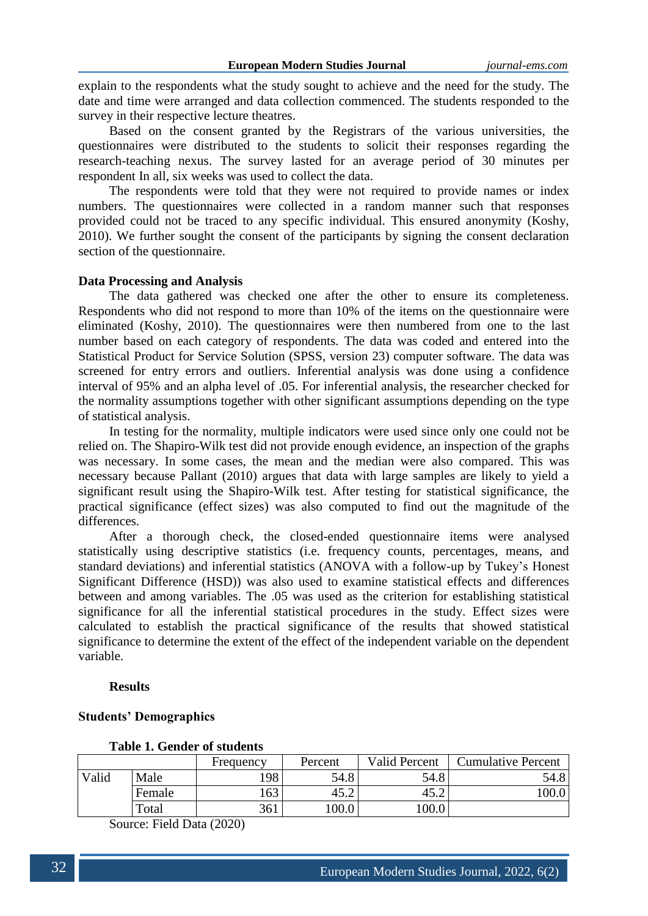explain to the respondents what the study sought to achieve and the need for the study. The date and time were arranged and data collection commenced. The students responded to the survey in their respective lecture theatres.

Based on the consent granted by the Registrars of the various universities, the questionnaires were distributed to the students to solicit their responses regarding the research-teaching nexus. The survey lasted for an average period of 30 minutes per respondent In all, six weeks was used to collect the data.

The respondents were told that they were not required to provide names or index numbers. The questionnaires were collected in a random manner such that responses provided could not be traced to any specific individual. This ensured anonymity (Koshy, 2010). We further sought the consent of the participants by signing the consent declaration section of the questionnaire.

## Data Processing and Analysis

The data gathered was checked one after the other to ensure its completeness. Respondents who did not respond to more than 10% of the items on the questionnaire were eliminated (Koshy, 2010). The questionnaires were then numbered from one to the last number based on each category of respondents. The data was coded and entered into the Statistical Product for Service Solution (SPSS, version 23) computer software. The data was screened for entry errors and outliers. Inferential analysis was done using a confidence interval of 95% and an alpha level of .05. For inferential analysis, the researcher checked for the normality assumptions together with other significant assumptions depending on the type of statistical analysis.

In testing for the normality, multiple indicators were used since only one could not be relied on. The Shapiro-Wilk test did not provide enough evidence, an inspection of the graphs was necessary. In some cases, the mean and the median were also compared. This was necessary because Pallant (2010) argues that data with large samples are likely to yield a significant result using the Shapiro-Wilk test. After testing for statistical significance, the practical significance (effect sizes) was also computed to find out the magnitude of the differences.

After a thorough check, the closed-ended questionnaire items were analysed statistically using descriptive statistics (i.e. frequency counts, percentages, means, and standard deviations) and inferential statistics (ANOVA with a follow-up by Tukey's Honest Significant Difference (HSD)) was also used to examine statistical effects and differences between and among variables. The .05 was used as the criterion for establishing statistical significance for all the inferential statistical procedures in the study. Effect sizes were calculated to establish the practical significance of the results that showed statistical significance to determine the extent of the effect of the independent variable on the dependent variable.

## Results

### Students' Demographics

**Table 1. Gender of students**

| | | Frequency | Percent | Valid Percent | Cumulative Percent |
|---|---|---|---|---|---|
| Valid | Male | 198 | 54.8 | 54.8 | 54.8 |
| | Female | 163 | 45.2 | 45.2 | 100.0 |
| | Total | 361 | 100.0 | 100.0 | |

Source: Field Data (2020)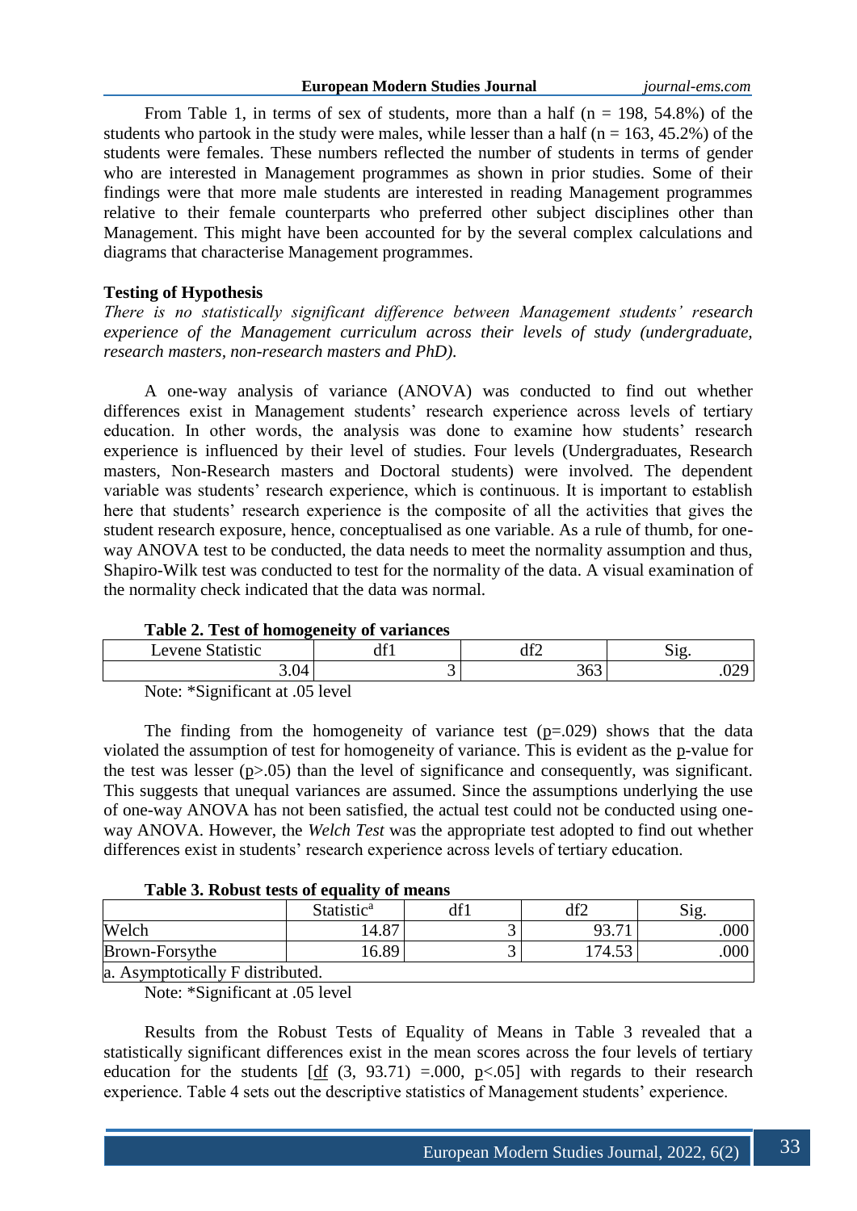From Table 1, in terms of sex of students, more than a half (n = 198, 54.8%) of the students who partook in the study were males, while lesser than a half (n = 163, 45.2%) of the students were females. These numbers reflected the number of students in terms of gender who are interested in Management programmes as shown in prior studies. Some of their findings were that more male students are interested in reading Management programmes relative to their female counterparts who preferred other subject disciplines other than Management. This might have been accounted for by the several complex calculations and diagrams that characterise Management programmes.

**Testing of Hypothesis**

*There is no statistically significant difference between Management students' research experience of the Management curriculum across their levels of study (undergraduate, research masters, non-research masters and PhD).*

A one-way analysis of variance (ANOVA) was conducted to find out whether differences exist in Management students' research experience across levels of tertiary education. In other words, the analysis was done to examine how students' research experience is influenced by their level of studies. Four levels (Undergraduates, Research masters, Non-Research masters and Doctoral students) were involved. The dependent variable was students' research experience, which is continuous. It is important to establish here that students' research experience is the composite of all the activities that gives the student research exposure, hence, conceptualised as one variable. As a rule of thumb, for one-way ANOVA test to be conducted, the data needs to meet the normality assumption and thus, Shapiro-Wilk test was conducted to test for the normality of the data. A visual examination of the normality check indicated that the data was normal.

**Table 2. Test of homogeneity of variances**

| Levene Statistic | df1 | df2 | Sig. |
|---|---|---|---|
| 3.04 | 3 | 363 | .029 |

Note: *Significant at .05 level

The finding from the homogeneity of variance test (p=.029) shows that the data violated the assumption of test for homogeneity of variance. This is evident as the p-value for the test was lesser (p>.05) than the level of significance and consequently, was significant. This suggests that unequal variances are assumed. Since the assumptions underlying the use of one-way ANOVA has not been satisfied, the actual test could not be conducted using one-way ANOVA. However, the *Welch Test* was the appropriate test adopted to find out whether differences exist in students' research experience across levels of tertiary education.

**Table 3. Robust tests of equality of means**

| | Statistic[a] | df1 | df2 | Sig. |
|---|---|---|---|---|
| Welch | 14.87 | 3 | 93.71 | .000 |
| Brown-Forsythe | 16.89 | 3 | 174.53 | .000 |
| a. Asymptotically F distributed. | | | | |

Note: *Significant at .05 level

Results from the Robust Tests of Equality of Means in Table 3 revealed that a statistically significant differences exist in the mean scores across the four levels of tertiary education for the students [df (3, 93.71) =.000, p<.05] with regards to their research experience. Table 4 sets out the descriptive statistics of Management students' experience.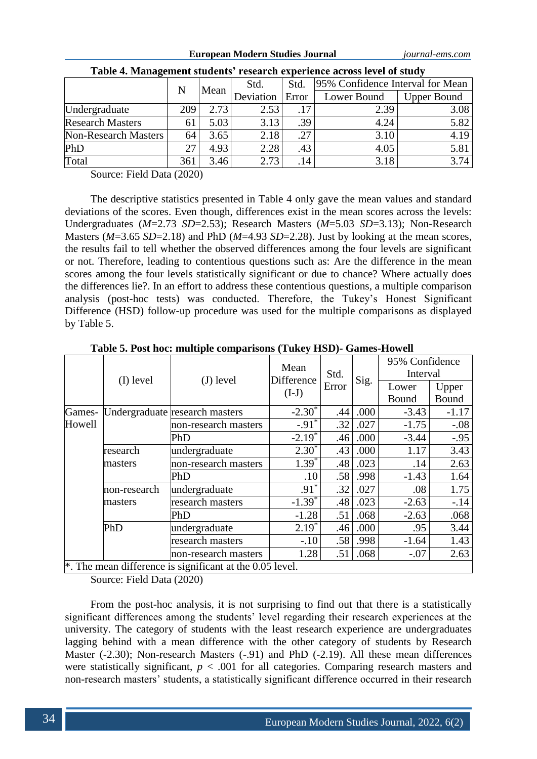**Table 4. Management students' research experience across level of study**

| | N | Mean | Std. Deviation | Std. Error | 95% Confidence Interval for Mean | |
|---|---|---|---|---|---|---|
| | | | | | Lower Bound | Upper Bound |
| Undergraduate | 209 | 2.73 | 2.53 | .17 | 2.39 | 3.08 |
| Research Masters | 61 | 5.03 | 3.13 | .39 | 4.24 | 5.82 |
| Non-Research Masters | 64 | 3.65 | 2.18 | .27 | 3.10 | 4.19 |
| PhD | 27 | 4.93 | 2.28 | .43 | 4.05 | 5.81 |
| Total | 361 | 3.46 | 2.73 | .14 | 3.18 | 3.74 |

Source: Field Data (2020)

The descriptive statistics presented in Table 4 only gave the mean values and standard deviations of the scores. Even though, differences exist in the mean scores across the levels: Undergraduates (*M*=2.73 *SD*=2.53); Research Masters (*M*=5.03 *SD*=3.13); Non-Research Masters (*M*=3.65 *SD*=2.18) and PhD (*M*=4.93 *SD*=2.28). Just by looking at the mean scores, the results fail to tell whether the observed differences among the four levels are significant or not. Therefore, leading to contentious questions such as: Are the difference in the mean scores among the four levels statistically significant or due to chance? Where actually does the differences lie?. In an effort to address these contentious questions, a multiple comparison analysis (post-hoc tests) was conducted. Therefore, the Tukey's Honest Significant Difference (HSD) follow-up procedure was used for the multiple comparisons as displayed by Table 5.

**Table 5. Post hoc: multiple comparisons (Tukey HSD)- Games-Howell**

| | (I) level | (J) level | Mean Difference (I-J) | Std. Error | Sig. | 95% Confidence Interval | |
|---|---|---|---|---|---|---|---|
| | | | | | | Lower Bound | Upper Bound |
| Games-Howell | Undergraduate | research masters | -2.30* | .44 | .000 | -3.43 | -1.17 |
| | | non-research masters | -.91* | .32 | .027 | -1.75 | -.08 |
| | | PhD | -2.19* | .46 | .000 | -3.44 | -.95 |
| | research masters | undergraduate | 2.30* | .43 | .000 | 1.17 | 3.43 |
| | | non-research masters | 1.39* | .48 | .023 | .14 | 2.63 |
| | | PhD | .10 | .58 | .998 | -1.43 | 1.64 |
| | non-research masters | undergraduate | .91* | .32 | .027 | .08 | 1.75 |
| | | research masters | -1.39* | .48 | .023 | -2.63 | -.14 |
| | | PhD | -1.28 | .51 | .068 | -2.63 | .068 |
| | PhD | undergraduate | 2.19* | .46 | .000 | .95 | 3.44 |
| | | research masters | -.10 | .58 | .998 | -1.64 | 1.43 |
| | | non-research masters | 1.28 | .51 | .068 | -.07 | 2.63 |

*. The mean difference is significant at the 0.05 level.

Source: Field Data (2020)

From the post-hoc analysis, it is not surprising to find out that there is a statistically significant differences among the students' level regarding their research experiences at the university. The category of students with the least research experience are undergraduates lagging behind with a mean difference with the other category of students by Research Master (-2.30); Non-research Masters (-.91) and PhD (-2.19). All these mean differences were statistically significant, $p < .001$ for all categories. Comparing research masters and non-research masters' students, a statistically significant difference occurred in their research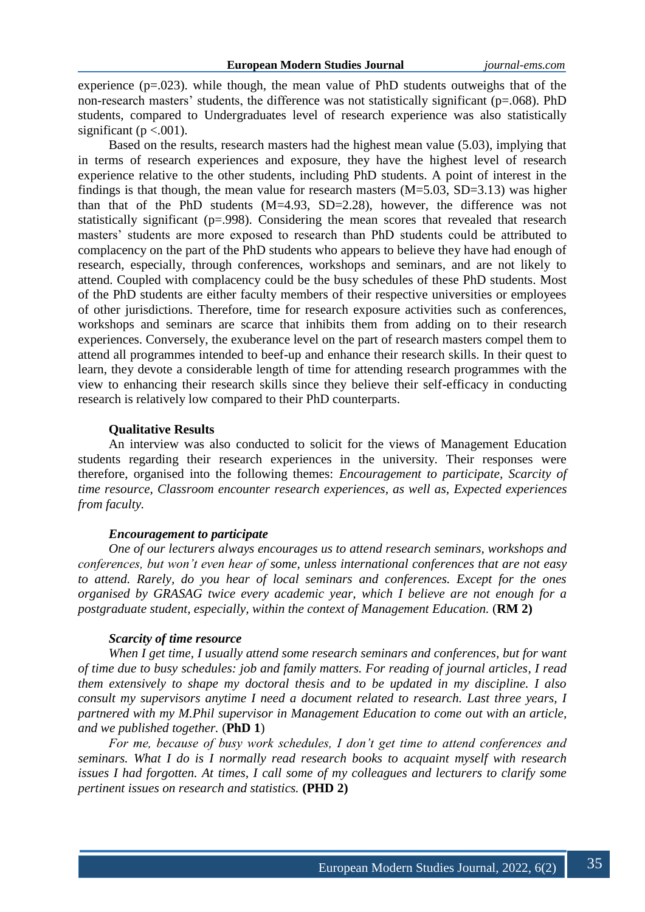experience (p=.023). while though, the mean value of PhD students outweighs that of the non-research masters' students, the difference was not statistically significant (p=.068). PhD students, compared to Undergraduates level of research experience was also statistically significant (p <.001).

Based on the results, research masters had the highest mean value (5.03), implying that in terms of research experiences and exposure, they have the highest level of research experience relative to the other students, including PhD students. A point of interest in the findings is that though, the mean value for research masters (M=5.03, SD=3.13) was higher than that of the PhD students (M=4.93, SD=2.28), however, the difference was not statistically significant (p=.998). Considering the mean scores that revealed that research masters' students are more exposed to research than PhD students could be attributed to complacency on the part of the PhD students who appears to believe they have had enough of research, especially, through conferences, workshops and seminars, and are not likely to attend. Coupled with complacency could be the busy schedules of these PhD students. Most of the PhD students are either faculty members of their respective universities or employees of other jurisdictions. Therefore, time for research exposure activities such as conferences, workshops and seminars are scarce that inhibits them from adding on to their research experiences. Conversely, the exuberance level on the part of research masters compel them to attend all programmes intended to beef-up and enhance their research skills. In their quest to learn, they devote a considerable length of time for attending research programmes with the view to enhancing their research skills since they believe their self-efficacy in conducting research is relatively low compared to their PhD counterparts.

### Qualitative Results

An interview was also conducted to solicit for the views of Management Education students regarding their research experiences in the university. Their responses were therefore, organised into the following themes: *Encouragement to participate*, *Scarcity of time resource*, *Classroom encounter research experiences*, as well as, *Expected experiences from faculty.*

#### *Encouragement to participate*

*One of our lecturers always encourages us to attend research seminars, workshops and conferences, but won't even hear of some, unless international conferences that are not easy to attend. Rarely, do you hear of local seminars and conferences. Except for the ones organised by GRASAG twice every academic year, which I believe are not enough for a postgraduate student, especially, within the context of Management Education.* (**RM 2**)

#### *Scarcity of time resource*

*When I get time, I usually attend some research seminars and conferences, but for want of time due to busy schedules: job and family matters. For reading of journal articles, I read them extensively to shape my doctoral thesis and to be updated in my discipline. I also consult my supervisors anytime I need a document related to research. Last three years, I partnered with my M.Phil supervisor in Management Education to come out with an article, and we published together.* (**PhD 1**)

*For me, because of busy work schedules, I don't get time to attend conferences and seminars. What I do is I normally read research books to acquaint myself with research issues I had forgotten. At times, I call some of my colleagues and lecturers to clarify some pertinent issues on research and statistics.* **(PHD 2)**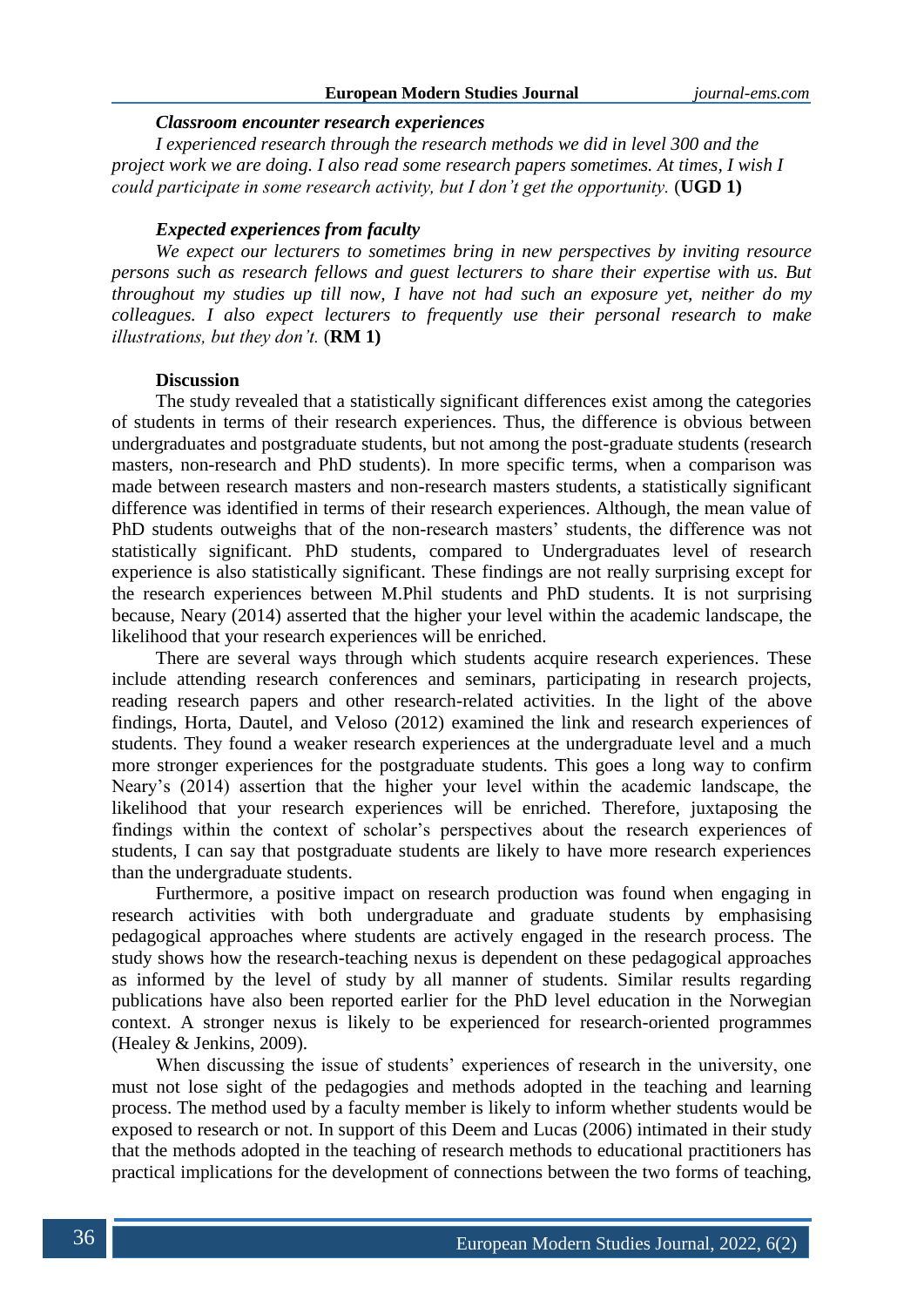***Classroom encounter research experiences***

*I experienced research through the research methods we did in level 300 and the project work we are doing. I also read some research papers sometimes. At times, I wish I could participate in some research activity, but I don't get the opportunity.* (**UGD 1)**

***Expected experiences from faculty***

*We expect our lecturers to sometimes bring in new perspectives by inviting resource persons such as research fellows and guest lecturers to share their expertise with us. But throughout my studies up till now, I have not had such an exposure yet, neither do my colleagues. I also expect lecturers to frequently use their personal research to make illustrations, but they don't.* (**RM 1)**

**Discussion**

The study revealed that a statistically significant differences exist among the categories of students in terms of their research experiences. Thus, the difference is obvious between undergraduates and postgraduate students, but not among the post-graduate students (research masters, non-research and PhD students). In more specific terms, when a comparison was made between research masters and non-research masters students, a statistically significant difference was identified in terms of their research experiences. Although, the mean value of PhD students outweighs that of the non-research masters' students, the difference was not statistically significant. PhD students, compared to Undergraduates level of research experience is also statistically significant. These findings are not really surprising except for the research experiences between M.Phil students and PhD students. It is not surprising because, Neary (2014) asserted that the higher your level within the academic landscape, the likelihood that your research experiences will be enriched.

There are several ways through which students acquire research experiences. These include attending research conferences and seminars, participating in research projects, reading research papers and other research-related activities. In the light of the above findings, Horta, Dautel, and Veloso (2012) examined the link and research experiences of students. They found a weaker research experiences at the undergraduate level and a much more stronger experiences for the postgraduate students. This goes a long way to confirm Neary's (2014) assertion that the higher your level within the academic landscape, the likelihood that your research experiences will be enriched. Therefore, juxtaposing the findings within the context of scholar's perspectives about the research experiences of students, I can say that postgraduate students are likely to have more research experiences than the undergraduate students.

Furthermore, a positive impact on research production was found when engaging in research activities with both undergraduate and graduate students by emphasising pedagogical approaches where students are actively engaged in the research process. The study shows how the research-teaching nexus is dependent on these pedagogical approaches as informed by the level of study by all manner of students. Similar results regarding publications have also been reported earlier for the PhD level education in the Norwegian context. A stronger nexus is likely to be experienced for research-oriented programmes (Healey & Jenkins, 2009).

When discussing the issue of students' experiences of research in the university, one must not lose sight of the pedagogies and methods adopted in the teaching and learning process. The method used by a faculty member is likely to inform whether students would be exposed to research or not. In support of this Deem and Lucas (2006) intimated in their study that the methods adopted in the teaching of research methods to educational practitioners has practical implications for the development of connections between the two forms of teaching,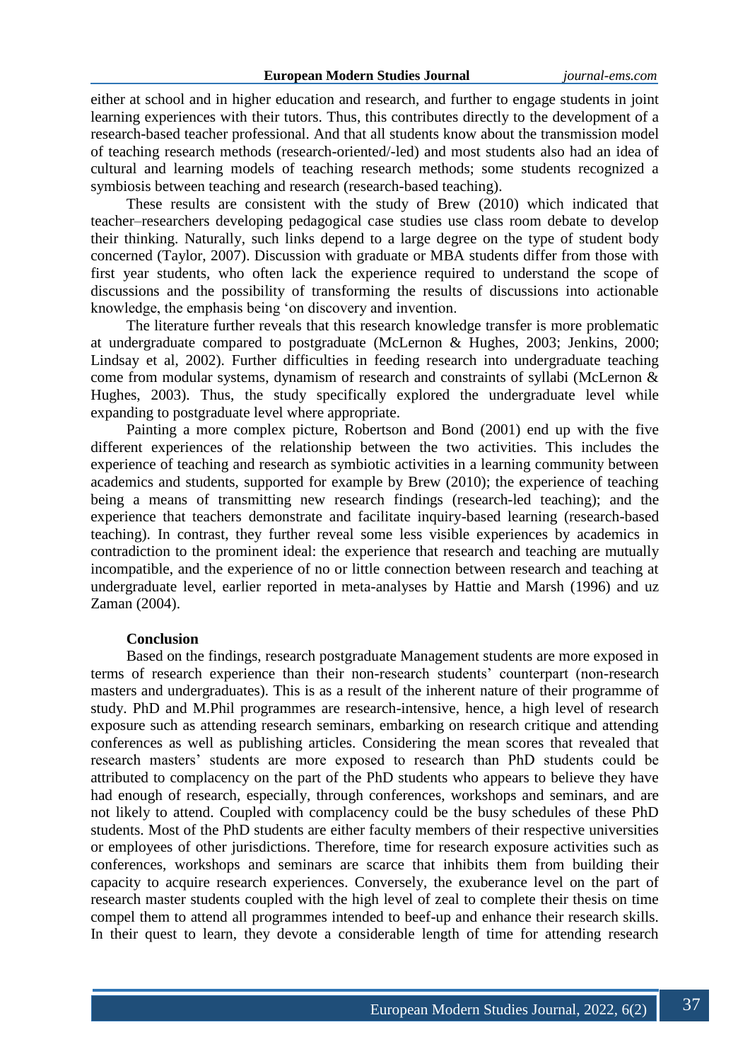either at school and in higher education and research, and further to engage students in joint learning experiences with their tutors. Thus, this contributes directly to the development of a research-based teacher professional. And that all students know about the transmission model of teaching research methods (research-oriented/-led) and most students also had an idea of cultural and learning models of teaching research methods; some students recognized a symbiosis between teaching and research (research-based teaching).

These results are consistent with the study of Brew (2010) which indicated that teacher–researchers developing pedagogical case studies use class room debate to develop their thinking. Naturally, such links depend to a large degree on the type of student body concerned (Taylor, 2007). Discussion with graduate or MBA students differ from those with first year students, who often lack the experience required to understand the scope of discussions and the possibility of transforming the results of discussions into actionable knowledge, the emphasis being 'on discovery and invention.

The literature further reveals that this research knowledge transfer is more problematic at undergraduate compared to postgraduate (McLernon & Hughes, 2003; Jenkins, 2000; Lindsay et al, 2002). Further difficulties in feeding research into undergraduate teaching come from modular systems, dynamism of research and constraints of syllabi (McLernon & Hughes, 2003). Thus, the study specifically explored the undergraduate level while expanding to postgraduate level where appropriate.

Painting a more complex picture, Robertson and Bond (2001) end up with the five different experiences of the relationship between the two activities. This includes the experience of teaching and research as symbiotic activities in a learning community between academics and students, supported for example by Brew (2010); the experience of teaching being a means of transmitting new research findings (research-led teaching); and the experience that teachers demonstrate and facilitate inquiry-based learning (research-based teaching). In contrast, they further reveal some less visible experiences by academics in contradiction to the prominent ideal: the experience that research and teaching are mutually incompatible, and the experience of no or little connection between research and teaching at undergraduate level, earlier reported in meta-analyses by Hattie and Marsh (1996) and uz Zaman (2004).

## Conclusion

Based on the findings, research postgraduate Management students are more exposed in terms of research experience than their non-research students' counterpart (non-research masters and undergraduates). This is as a result of the inherent nature of their programme of study. PhD and M.Phil programmes are research-intensive, hence, a high level of research exposure such as attending research seminars, embarking on research critique and attending conferences as well as publishing articles. Considering the mean scores that revealed that research masters' students are more exposed to research than PhD students could be attributed to complacency on the part of the PhD students who appears to believe they have had enough of research, especially, through conferences, workshops and seminars, and are not likely to attend. Coupled with complacency could be the busy schedules of these PhD students. Most of the PhD students are either faculty members of their respective universities or employees of other jurisdictions. Therefore, time for research exposure activities such as conferences, workshops and seminars are scarce that inhibits them from building their capacity to acquire research experiences. Conversely, the exuberance level on the part of research master students coupled with the high level of zeal to complete their thesis on time compel them to attend all programmes intended to beef-up and enhance their research skills. In their quest to learn, they devote a considerable length of time for attending research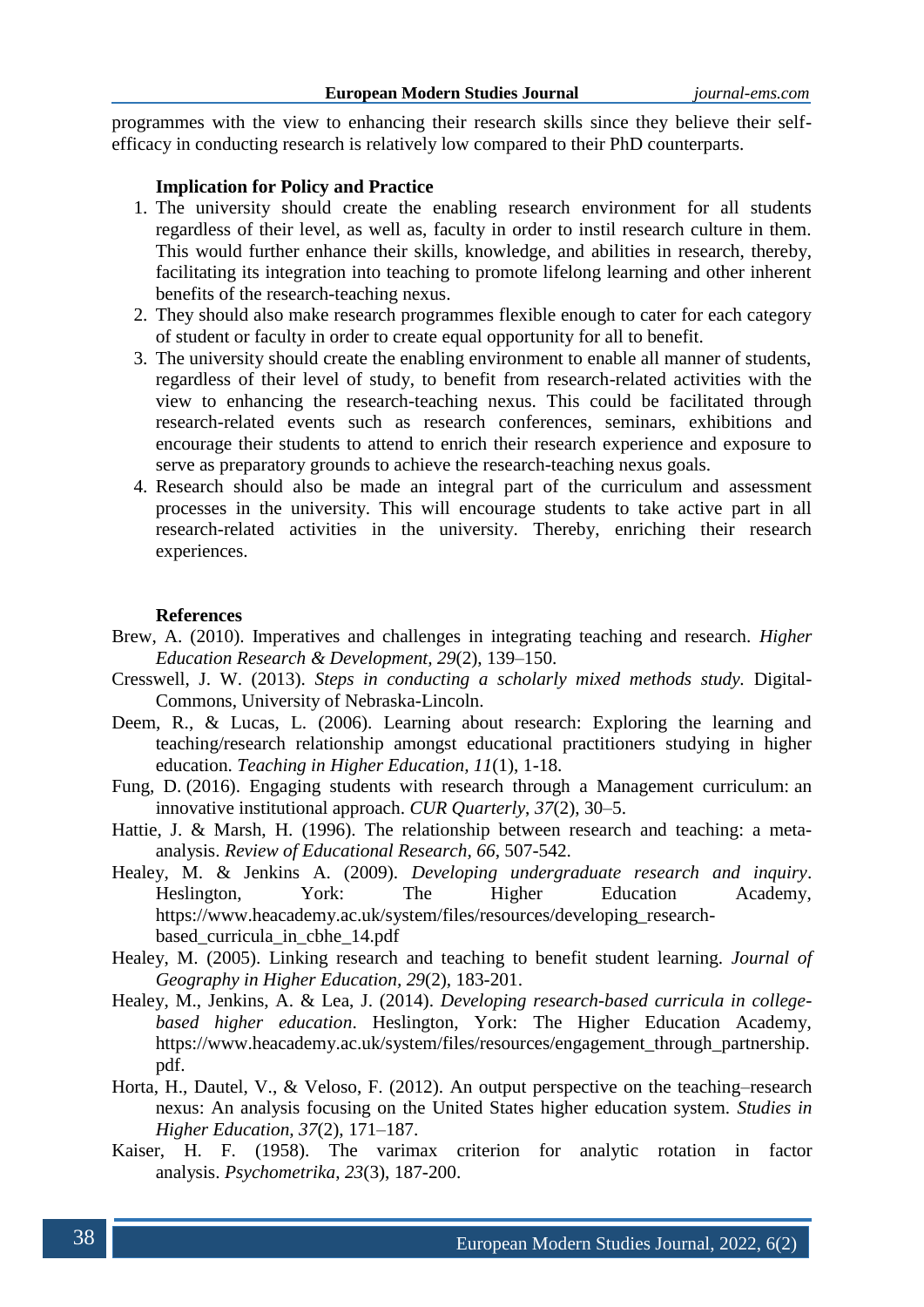programmes with the view to enhancing their research skills since they believe their self-efficacy in conducting research is relatively low compared to their PhD counterparts.

### Implication for Policy and Practice

1. The university should create the enabling research environment for all students regardless of their level, as well as, faculty in order to instil research culture in them. This would further enhance their skills, knowledge, and abilities in research, thereby, facilitating its integration into teaching to promote lifelong learning and other inherent benefits of the research-teaching nexus.
2. They should also make research programmes flexible enough to cater for each category of student or faculty in order to create equal opportunity for all to benefit.
3. The university should create the enabling environment to enable all manner of students, regardless of their level of study, to benefit from research-related activities with the view to enhancing the research-teaching nexus. This could be facilitated through research-related events such as research conferences, seminars, exhibitions and encourage their students to attend to enrich their research experience and exposure to serve as preparatory grounds to achieve the research-teaching nexus goals.
4. Research should also be made an integral part of the curriculum and assessment processes in the university. This will encourage students to take active part in all research-related activities in the university. Thereby, enriching their research experiences.

### References

Brew, A. (2010). Imperatives and challenges in integrating teaching and research. *Higher Education Research & Development, 29*(2), 139–150.

Cresswell, J. W. (2013). *Steps in conducting a scholarly mixed methods study.* Digital-Commons, University of Nebraska-Lincoln.

Deem, R., & Lucas, L. (2006). Learning about research: Exploring the learning and teaching/research relationship amongst educational practitioners studying in higher education. *Teaching in Higher Education, 11*(1), 1-18.

Fung, D. (2016). Engaging students with research through a Management curriculum: an innovative institutional approach. *CUR Quarterly*, *37*(2), 30–5.

Hattie, J. & Marsh, H. (1996). The relationship between research and teaching: a meta-analysis. *Review of Educational Research, 66*, 507-542.

Healey, M. & Jenkins A. (2009). *Developing undergraduate research and inquiry*. Heslington, York: The Higher Education Academy, https://www.heacademy.ac.uk/system/files/resources/developing_research-based_curricula_in_cbhe_14.pdf

Healey, M. (2005). Linking research and teaching to benefit student learning. *Journal of Geography in Higher Education, 29*(2), 183-201.

Healey, M., Jenkins, A. & Lea, J. (2014). *Developing research-based curricula in college-based higher education*. Heslington, York: The Higher Education Academy, https://www.heacademy.ac.uk/system/files/resources/engagement_through_partnership.pdf.

Horta, H., Dautel, V., & Veloso, F. (2012). An output perspective on the teaching–research nexus: An analysis focusing on the United States higher education system. *Studies in Higher Education, 37*(2), 171–187.

Kaiser, H. F. (1958). The varimax criterion for analytic rotation in factor analysis. *Psychometrika, 23*(3), 187-200.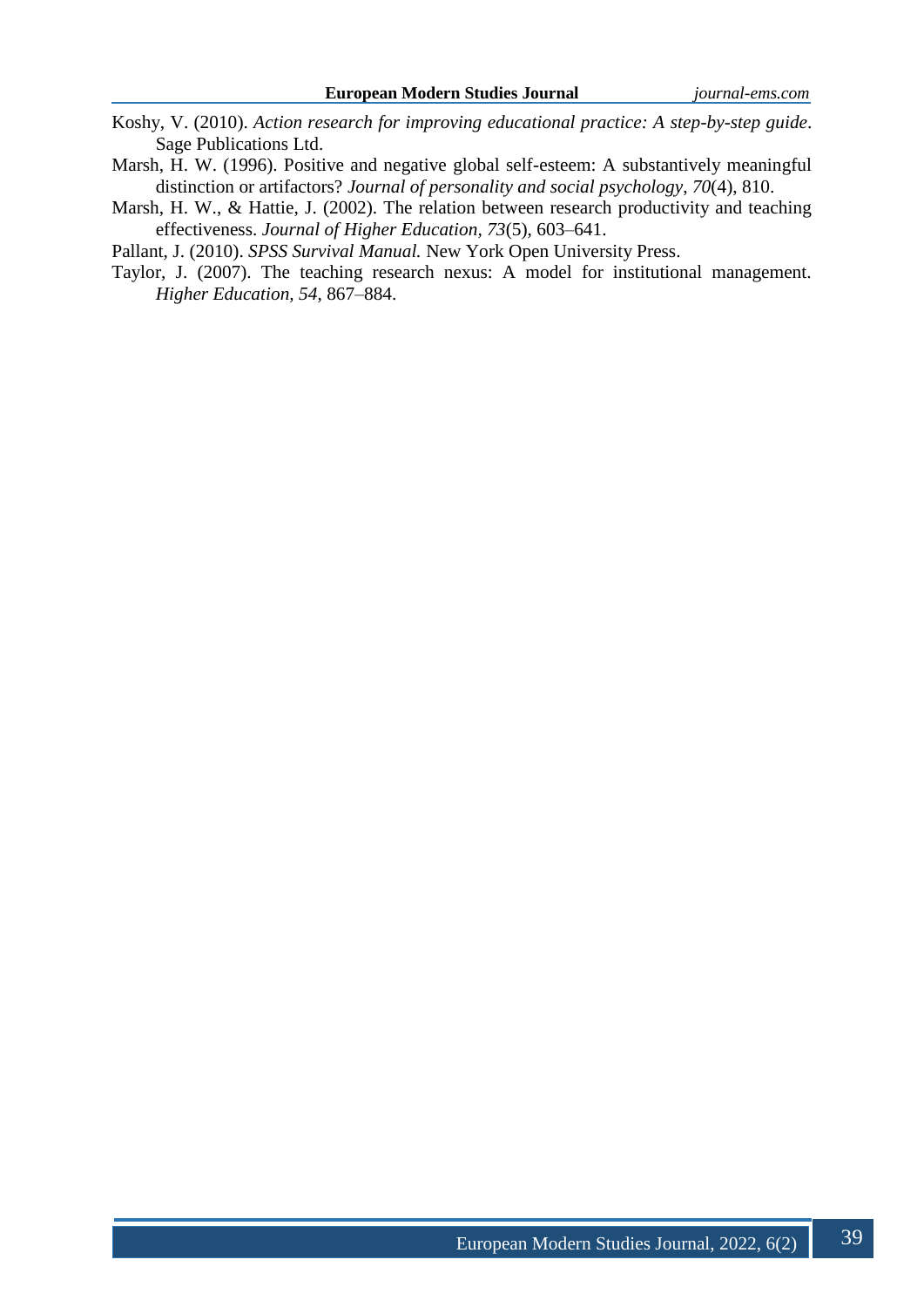Koshy, V. (2010). *Action research for improving educational practice: A step-by-step guide*. Sage Publications Ltd.

Marsh, H. W. (1996). Positive and negative global self-esteem: A substantively meaningful distinction or artifactors? *Journal of personality and social psychology*, *70*(4), 810.

Marsh, H. W., & Hattie, J. (2002). The relation between research productivity and teaching effectiveness. *Journal of Higher Education*, *73*(5), 603–641.

Pallant, J. (2010). *SPSS Survival Manual.* New York Open University Press.

Taylor, J. (2007). The teaching research nexus: A model for institutional management. *Higher Education, 54*, 867–884.